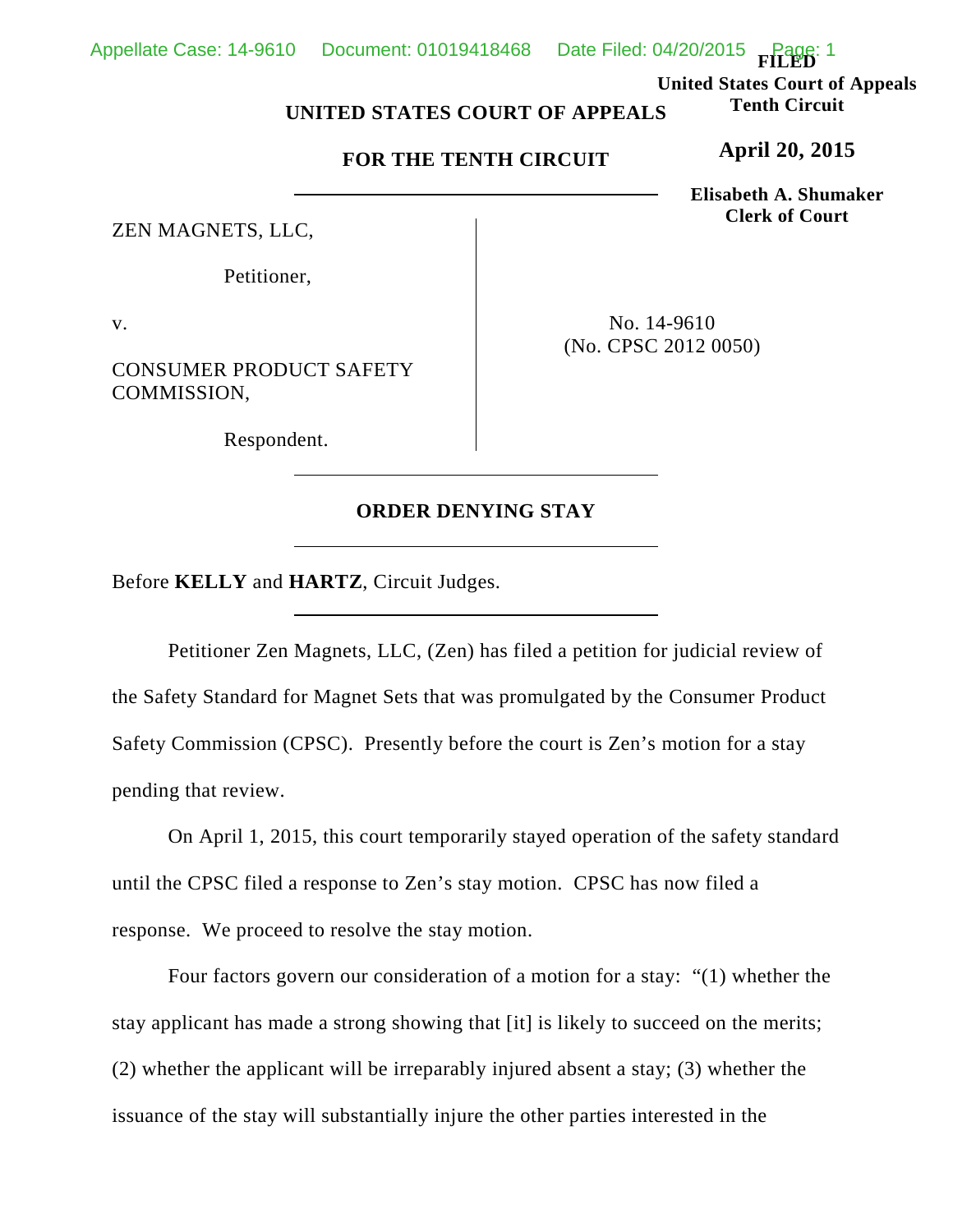FILED
United States Court of Appeals
Tenth Circuit

April 20, 2015

Elisabeth A. Shumaker
Clerk of Court

**UNITED STATES COURT OF APPEALS**

**FOR THE TENTH CIRCUIT**

ZEN MAGNETS, LLC,

Petitioner,

v.

CONSUMER PRODUCT SAFETY COMMISSION,

Respondent.

No. 14-9610
(No. CPSC 2012 0050)

**ORDER DENYING STAY**

Before **KELLY** and **HARTZ**, Circuit Judges.

Petitioner Zen Magnets, LLC, (Zen) has filed a petition for judicial review of the Safety Standard for Magnet Sets that was promulgated by the Consumer Product Safety Commission (CPSC). Presently before the court is Zen's motion for a stay pending that review.

On April 1, 2015, this court temporarily stayed operation of the safety standard until the CPSC filed a response to Zen's stay motion. CPSC has now filed a response. We proceed to resolve the stay motion.

Four factors govern our consideration of a motion for a stay: "(1) whether the stay applicant has made a strong showing that [it] is likely to succeed on the merits; (2) whether the applicant will be irreparably injured absent a stay; (3) whether the issuance of the stay will substantially injure the other parties interested in the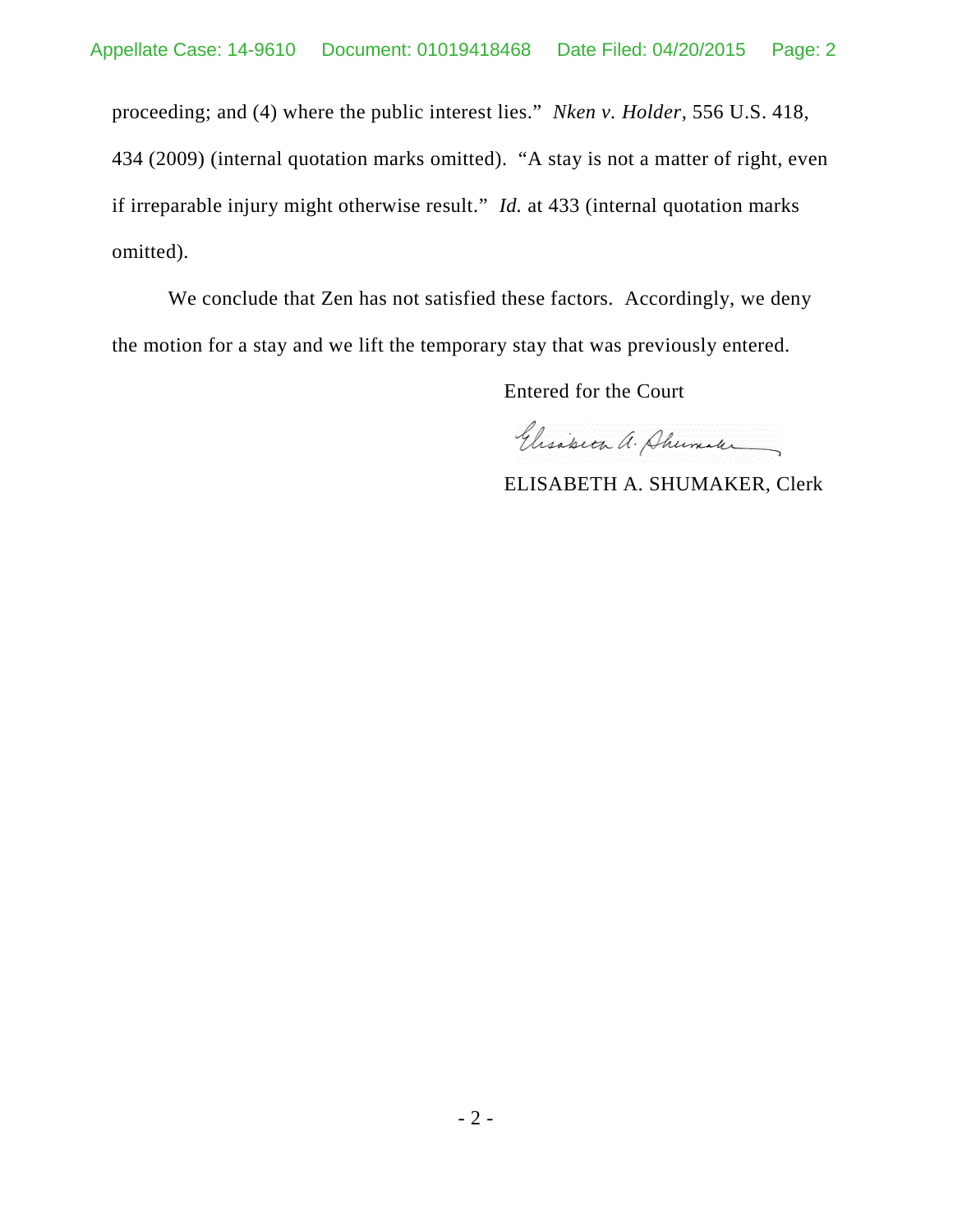proceeding; and (4) where the public interest lies." *Nken v. Holder*, 556 U.S. 418, 434 (2009) (internal quotation marks omitted). "A stay is not a matter of right, even if irreparable injury might otherwise result." *Id.* at 433 (internal quotation marks omitted).

We conclude that Zen has not satisfied these factors. Accordingly, we deny the motion for a stay and we lift the temporary stay that was previously entered.

Entered for the Court

ELISABETH A. SHUMAKER, Clerk